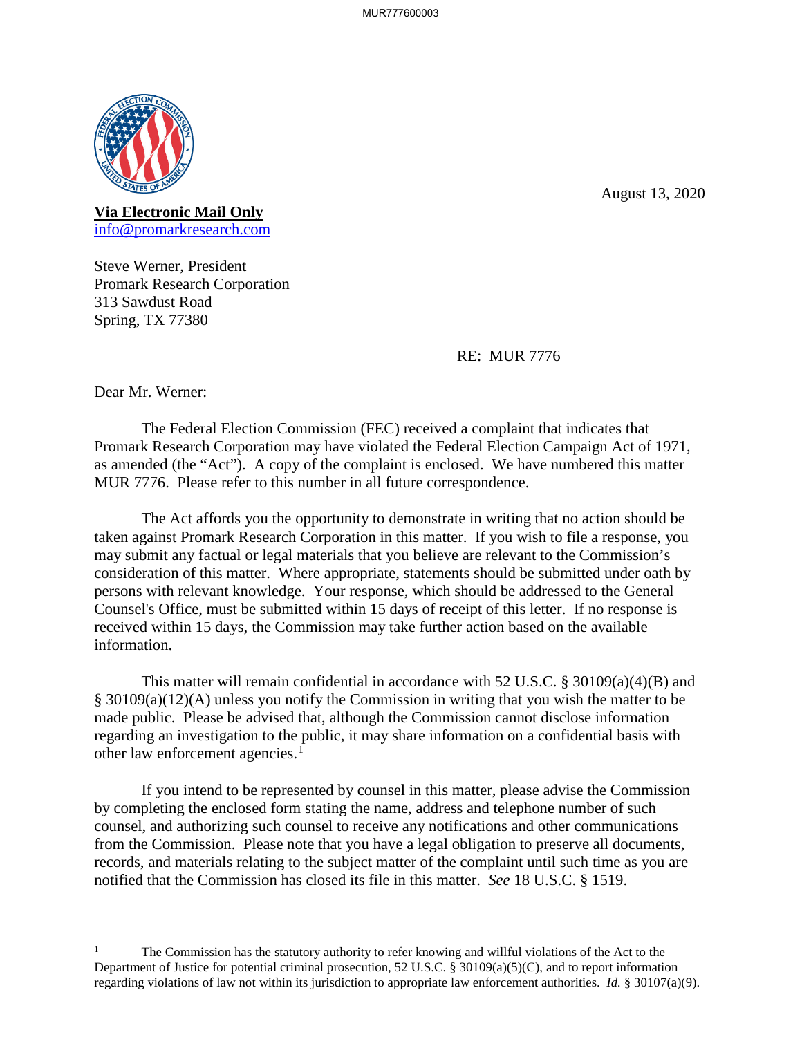August 13, 2020

**Via Electronic Mail Only**
info@promarkresearch.com

Steve Werner, President
Promark Research Corporation
313 Sawdust Road
Spring, TX 77380

RE: MUR 7776

Dear Mr. Werner:

The Federal Election Commission (FEC) received a complaint that indicates that Promark Research Corporation may have violated the Federal Election Campaign Act of 1971, as amended (the "Act"). A copy of the complaint is enclosed. We have numbered this matter MUR 7776. Please refer to this number in all future correspondence.

The Act affords you the opportunity to demonstrate in writing that no action should be taken against Promark Research Corporation in this matter. If you wish to file a response, you may submit any factual or legal materials that you believe are relevant to the Commission's consideration of this matter. Where appropriate, statements should be submitted under oath by persons with relevant knowledge. Your response, which should be addressed to the General Counsel's Office, must be submitted within 15 days of receipt of this letter. If no response is received within 15 days, the Commission may take further action based on the available information.

This matter will remain confidential in accordance with 52 U.S.C. § 30109(a)(4)(B) and § 30109(a)(12)(A) unless you notify the Commission in writing that you wish the matter to be made public. Please be advised that, although the Commission cannot disclose information regarding an investigation to the public, it may share information on a confidential basis with other law enforcement agencies.[1]

If you intend to be represented by counsel in this matter, please advise the Commission by completing the enclosed form stating the name, address and telephone number of such counsel, and authorizing such counsel to receive any notifications and other communications from the Commission. Please note that you have a legal obligation to preserve all documents, records, and materials relating to the subject matter of the complaint until such time as you are notified that the Commission has closed its file in this matter. *See* 18 U.S.C. § 1519.

---

[1] The Commission has the statutory authority to refer knowing and willful violations of the Act to the Department of Justice for potential criminal prosecution, 52 U.S.C. § 30109(a)(5)(C), and to report information regarding violations of law not within its jurisdiction to appropriate law enforcement authorities. *Id.* § 30107(a)(9).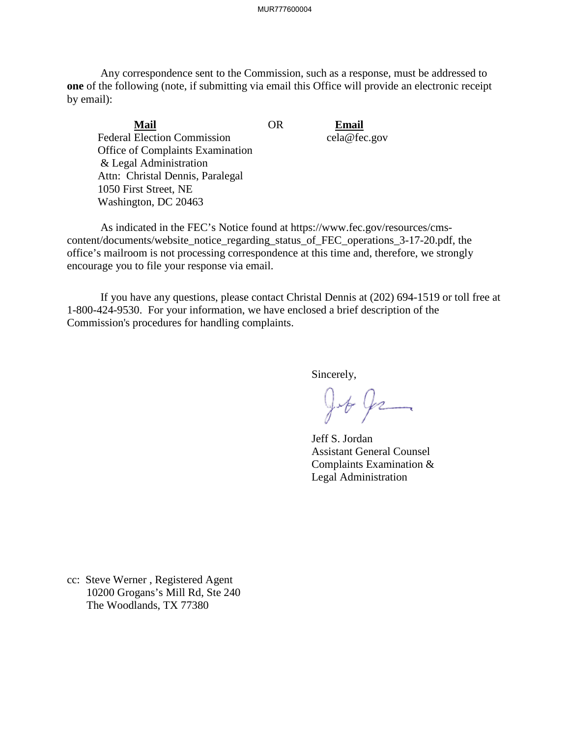Any correspondence sent to the Commission, such as a response, must be addressed to **one** of the following (note, if submitting via email this Office will provide an electronic receipt by email):

| **Mail** | OR | **Email** |
|---|---|---|
| Federal Election Commission<br>Office of Complaints Examination<br>& Legal Administration<br>Attn: Christal Dennis, Paralegal<br>1050 First Street, NE<br>Washington, DC 20463 | | cela@fec.gov |

As indicated in the FEC's Notice found at https://www.fec.gov/resources/cms-content/documents/website_notice_regarding_status_of_FEC_operations_3-17-20.pdf, the office's mailroom is not processing correspondence at this time and, therefore, we strongly encourage you to file your response via email.

If you have any questions, please contact Christal Dennis at (202) 694-1519 or toll free at 1-800-424-9530. For your information, we have enclosed a brief description of the Commission's procedures for handling complaints.

Sincerely,

Jeff S. Jordan
Assistant General Counsel
Complaints Examination &
Legal Administration

cc: Steve Werner , Registered Agent
10200 Grogans's Mill Rd, Ste 240
The Woodlands, TX 77380